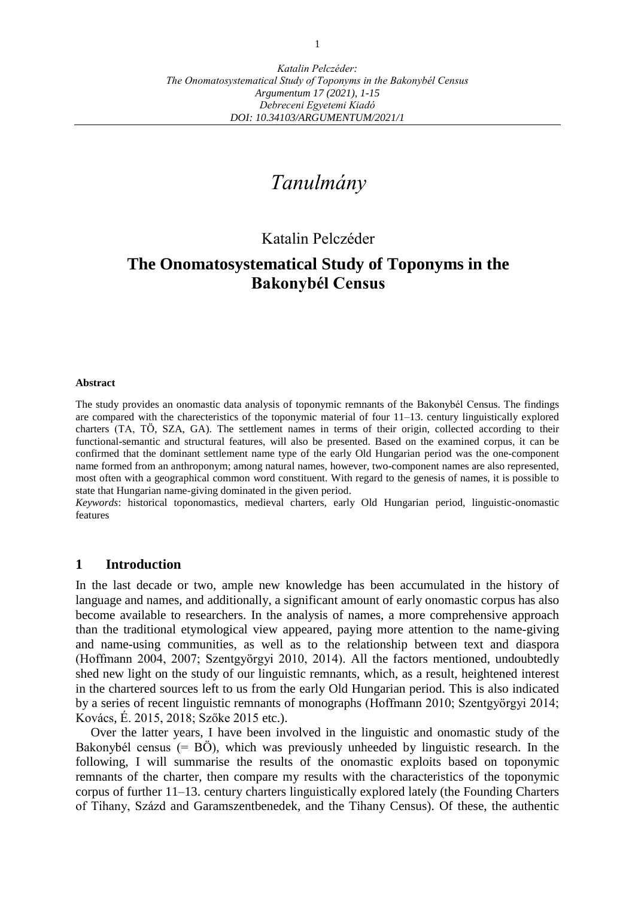# *Tanulmány*

Katalin Pelczéder

## The Onomatosystematical Study of Toponyms in the Bakonybél Census

**Abstract**

The study provides an onomastic data analysis of toponymic remnants of the Bakonybél Census. The findings are compared with the charecteristics of the toponymic material of four 11–13. century linguistically explored charters (TA, TÖ, SZA, GA). The settlement names in terms of their origin, collected according to their functional-semantic and structural features, will also be presented. Based on the examined corpus, it can be confirmed that the dominant settlement name type of the early Old Hungarian period was the one-component name formed from an anthroponym; among natural names, however, two-component names are also represented, most often with a geographical common word constituent. With regard to the genesis of names, it is possible to state that Hungarian name-giving dominated in the given period.

*Keywords*: historical toponomastics, medieval charters, early Old Hungarian period, linguistic-onomastic features

## 1 Introduction

In the last decade or two, ample new knowledge has been accumulated in the history of language and names, and additionally, a significant amount of early onomastic corpus has also become available to researchers. In the analysis of names, a more comprehensive approach than the traditional etymological view appeared, paying more attention to the name-giving and name-using communities, as well as to the relationship between text and diaspora (Hoffmann 2004, 2007; Szentgyörgyi 2010, 2014). All the factors mentioned, undoubtedly shed new light on the study of our linguistic remnants, which, as a result, heightened interest in the chartered sources left to us from the early Old Hungarian period. This is also indicated by a series of recent linguistic remnants of monographs (Hoffmann 2010; Szentgyörgyi 2014; Kovács, É. 2015, 2018; Szőke 2015 etc.).

Over the latter years, I have been involved in the linguistic and onomastic study of the Bakonybél census (= BÖ), which was previously unheeded by linguistic research. In the following, I will summarise the results of the onomastic exploits based on toponymic remnants of the charter, then compare my results with the characteristics of the toponymic corpus of further 11–13. century charters linguistically explored lately (the Founding Charters of Tihany, Százd and Garamszentbenedek, and the Tihany Census). Of these, the authentic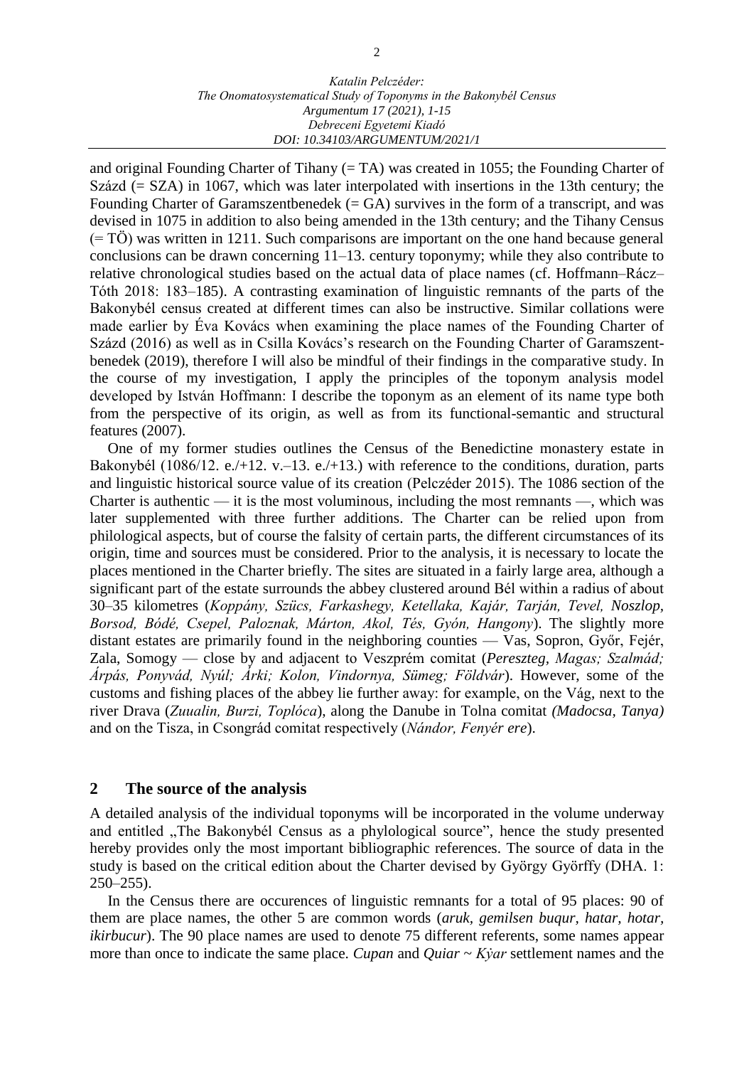and original Founding Charter of Tihany (= TA) was created in 1055; the Founding Charter of Százd (= SZA) in 1067, which was later interpolated with insertions in the 13th century; the Founding Charter of Garamszentbenedek (= GA) survives in the form of a transcript, and was devised in 1075 in addition to also being amended in the 13th century; and the Tihany Census (= TÖ) was written in 1211. Such comparisons are important on the one hand because general conclusions can be drawn concerning 11–13. century toponymy; while they also contribute to relative chronological studies based on the actual data of place names (cf. Hoffmann–Rácz–Tóth 2018: 183–185). A contrasting examination of linguistic remnants of the parts of the Bakonybél census created at different times can also be instructive. Similar collations were made earlier by Éva Kovács when examining the place names of the Founding Charter of Százd (2016) as well as in Csilla Kovács's research on the Founding Charter of Garamszentbenedek (2019), therefore I will also be mindful of their findings in the comparative study. In the course of my investigation, I apply the principles of the toponym analysis model developed by István Hoffmann: I describe the toponym as an element of its name type both from the perspective of its origin, as well as from its functional-semantic and structural features (2007).

One of my former studies outlines the Census of the Benedictine monastery estate in Bakonybél (1086/12. e./+12. v.–13. e./+13.) with reference to the conditions, duration, parts and linguistic historical source value of its creation (Pelczéder 2015). The 1086 section of the Charter is authentic — it is the most voluminous, including the most remnants —, which was later supplemented with three further additions. The Charter can be relied upon from philological aspects, but of course the falsity of certain parts, the different circumstances of its origin, time and sources must be considered. Prior to the analysis, it is necessary to locate the places mentioned in the Charter briefly. The sites are situated in a fairly large area, although a significant part of the estate surrounds the abbey clustered around Bél within a radius of about 30–35 kilometres (*Koppány, Szücs, Farkashegy, Ketellaka, Kajár, Tarján, Tevel, Noszlop, Borsod, Bódé, Csepel, Paloznak, Márton, Akol, Tés, Gyón, Hangony*). The slightly more distant estates are primarily found in the neighboring counties — Vas, Sopron, Győr, Fejér, Zala, Somogy — close by and adjacent to Veszprém comitat (*Pereszteg, Magas; Szalmád; Árpás, Ponyvád, Nyúl; Árki; Kolon, Vindornya, Sümeg; Földvár*). However, some of the customs and fishing places of the abbey lie further away: for example, on the Vág, next to the river Drava (*Zuualin, Burzi, Toplóca*), along the Danube in Tolna comitat *(Madocsa, Tanya)* and on the Tisza, in Csongrád comitat respectively (*Nándor, Fenyér ere*).

## 2 The source of the analysis

A detailed analysis of the individual toponyms will be incorporated in the volume underway and entitled „The Bakonybél Census as a phylological source", hence the study presented hereby provides only the most important bibliographic references. The source of data in the study is based on the critical edition about the Charter devised by György Györffy (DHA. 1: 250–255).

In the Census there are occurences of linguistic remnants for a total of 95 places: 90 of them are place names, the other 5 are common words (*aruk, gemilsen buqur, hatar, hotar, ikirbucur*). The 90 place names are used to denote 75 different referents, some names appear more than once to indicate the same place. *Cupan* and *Quiar* ~ *Kẏar* settlement names and the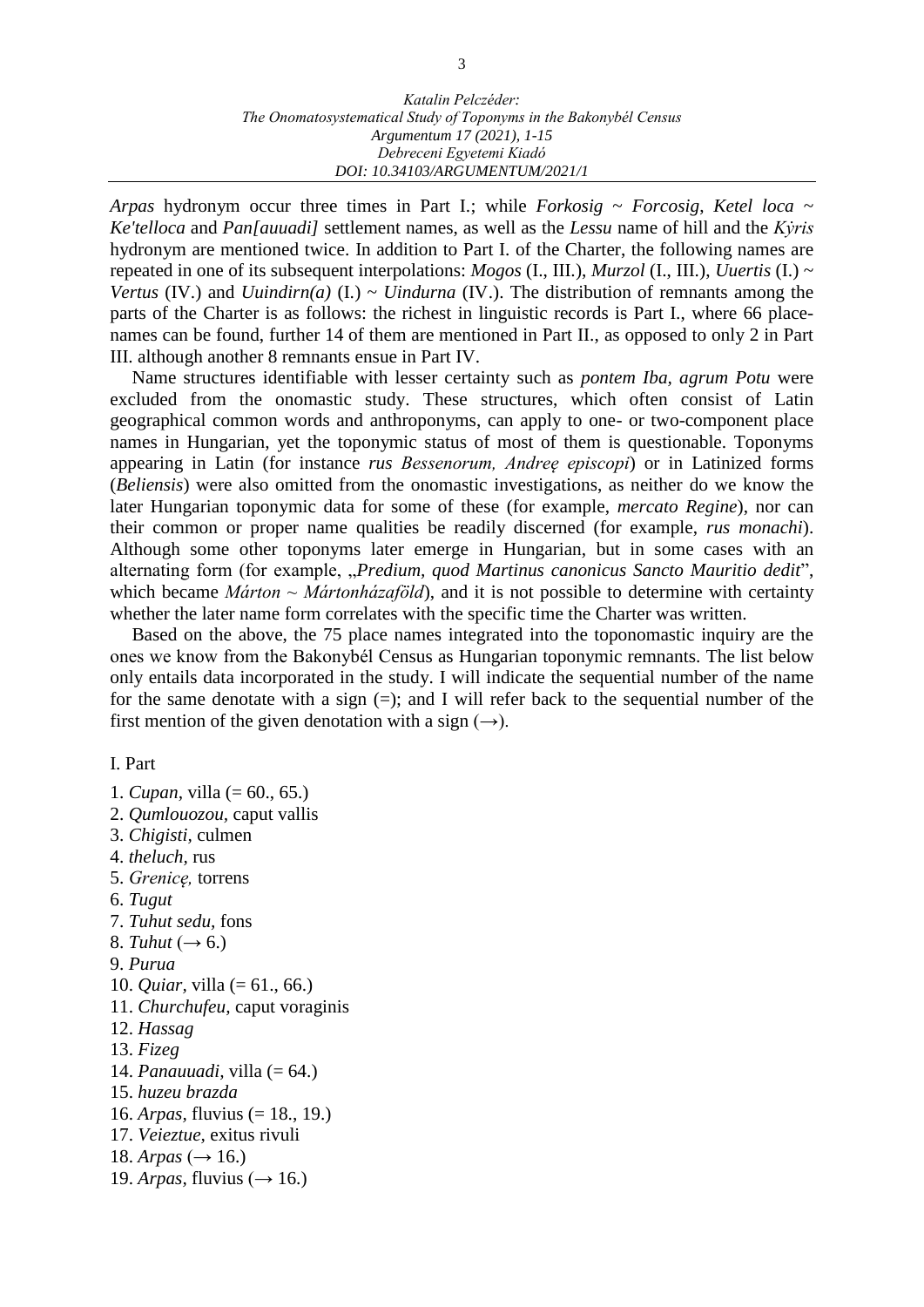*Arpas* hydronym occur three times in Part I.; while *Forkosig* ~ *Forcosig*, *Ketel loca* ~ *Ke'telloca* and *Pan[auuadi]* settlement names, as well as the *Lessu* name of hill and the *Kẏris* hydronym are mentioned twice. In addition to Part I. of the Charter, the following names are repeated in one of its subsequent interpolations: *Mogos* (I., III.), *Murzol* (I., III.), *Uuertis* (I.) ~ *Vertus* (IV.) and *Uuindirn(a)* (I.) ~ *Uindurna* (IV.). The distribution of remnants among the parts of the Charter is as follows: the richest in linguistic records is Part I., where 66 place-names can be found, further 14 of them are mentioned in Part II., as opposed to only 2 in Part III. although another 8 remnants ensue in Part IV.

Name structures identifiable with lesser certainty such as *pontem Iba, agrum Potu* were excluded from the onomastic study. These structures, which often consist of Latin geographical common words and anthroponyms, can apply to one- or two-component place names in Hungarian, yet the toponymic status of most of them is questionable. Toponyms appearing in Latin (for instance *rus Bessenorum, Andreę episcopi*) or in Latinized forms (*Beliensis*) were also omitted from the onomastic investigations, as neither do we know the later Hungarian toponymic data for some of these (for example, *mercato Regine*), nor can their common or proper name qualities be readily discerned (for example, *rus monachi*). Although some other toponyms later emerge in Hungarian, but in some cases with an alternating form (for example, „*Predium, quod Martinus canonicus Sancto Mauritio dedit*", which became *Márton* ~ *Mártonházaföld*), and it is not possible to determine with certainty whether the later name form correlates with the specific time the Charter was written.

Based on the above, the 75 place names integrated into the toponomastic inquiry are the ones we know from the Bakonybél Census as Hungarian toponymic remnants. The list below only entails data incorporated in the study. I will indicate the sequential number of the name for the same denotate with a sign (=); and I will refer back to the sequential number of the first mention of the given denotation with a sign (→).

I. Part

1. *Cupan*, villa (= 60., 65.)
2. *Qumlouozou*, caput vallis
3. *Chigisti*, culmen
4. *theluch*, rus
5. *Grenicę,* torrens
6. *Tugut*
7. *Tuhut sedu*, fons
8. *Tuhut* (→ 6.)
9. *Purua*
10. *Quiar*, villa (= 61., 66.)
11. *Churchufeu*, caput voraginis
12. *Hassag*
13. *Fizeg*
14. *Panauuadi*, villa (= 64.)
15. *huzeu brazda*
16. *Arpas*, fluvius (= 18., 19.)
17. *Veieztue*, exitus rivuli
18. *Arpas* (→ 16.)
19. *Arpas*, fluvius (→ 16.)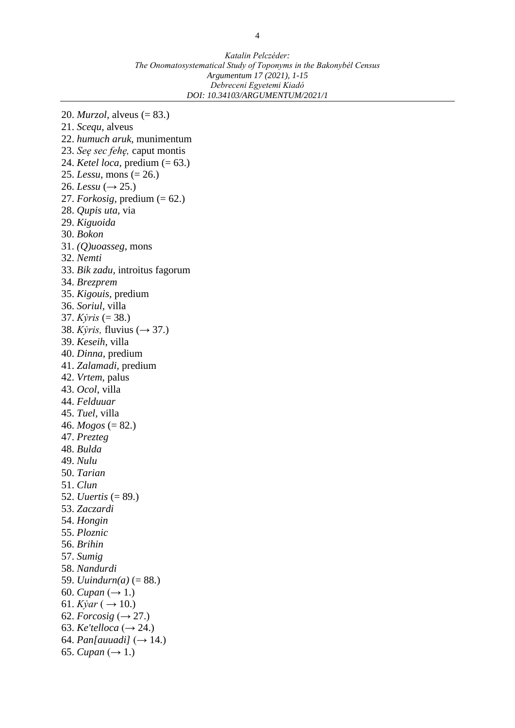20. *Murzol*, alveus (= 83.)
21. *Scequ*, alveus
22. *humuch aruk*, munimentum
23. *Seę sec fehę,* caput montis
24. *Ketel loca*, predium (= 63.)
25. *Lessu*, mons (= 26.)
26. *Lessu* (→ 25.)
27. *Forkosig*, predium (= 62.)
28. *Qupis uta*, via
29. *Kiguoida*
30. *Bokon*
31. *(Q)uoasseg*, mons
32. *Nemti*
33. *Bik zadu*, introitus fagorum
34. *Brezprem*
35. *Kigouis*, predium
36. *Soriul*, villa
37. *Kẏris* (= 38.)
38. *Kẏris,* fluvius (→ 37.)
39. *Keseih*, villa
40. *Dinna*, predium
41. *Zalamadi*, predium
42. *Vrtem*, palus
43. *Ocol*, villa
44. *Felduuar*
45. *Tuel*, villa
46. *Mogos* (= 82.)
47. *Prezteg*
48. *Bulda*
49. *Nulu*
50. *Tarian*
51. *Clun*
52. *Uuertis* (= 89.)
53. *Zaczardi*
54. *Hongin*
55. *Ploznic*
56. *Brihin*
57. *Sumig*
58. *Nandurdi*
59. *Uuindurn(a)* (= 88.)
60. *Cupan* (→ 1.)
61. *Kẏar* ( → 10.)
62. *Forcosig* (→ 27.)
63. *Ke'telloca* (→ 24.)
64. *Pan[auuadi]* (→ 14.)
65. *Cupan* (→ 1.)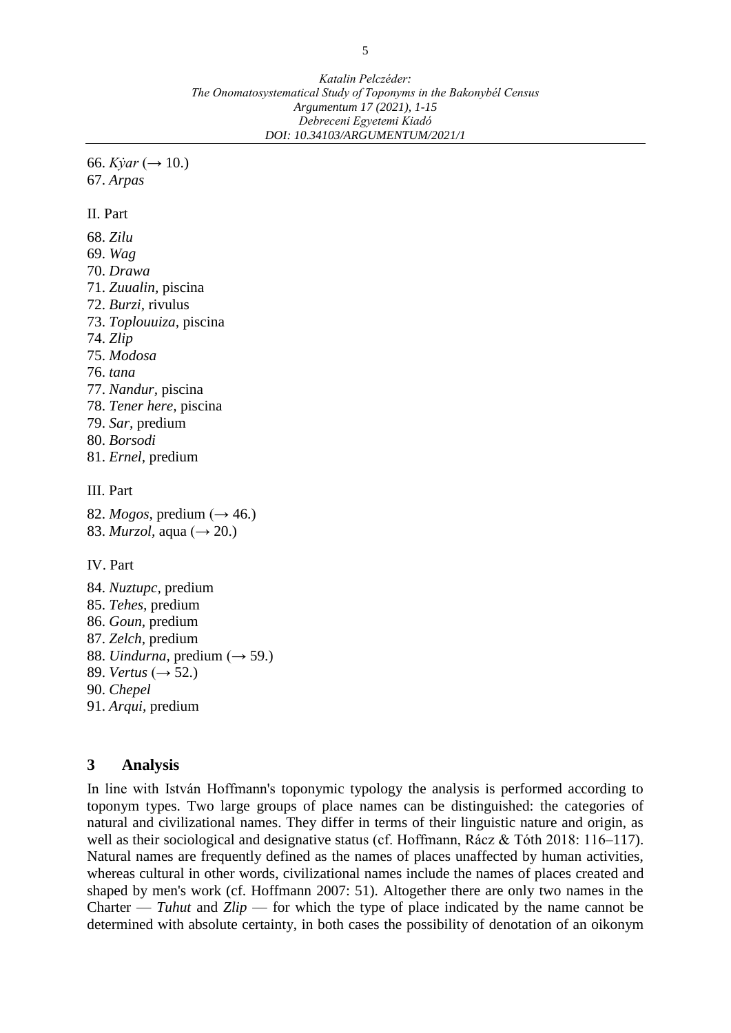66. *Kẏar* (→ 10.)
67. *Arpas*

II. Part

68. *Zilu*
69. *Wag*
70. *Drawa*
71. *Zuualin*, piscina
72. *Burzi*, rivulus
73. *Toplouuiza*, piscina
74. *Zlip*
75. *Modosa*
76. *tana*
77. *Nandur*, piscina
78. *Tener here*, piscina
79. *Sar*, predium
80. *Borsodi*
81. *Ernel*, predium

III. Part

82. *Mogos*, predium (→ 46.)
83. *Murzol*, aqua (→ 20.)

IV. Part

84. *Nuztupc*, predium
85. *Tehes*, predium
86. *Goun*, predium
87. *Zelch*, predium
88. *Uindurna*, predium (→ 59.)
89. *Vertus* (→ 52.)
90. *Chepel*
91. *Arqui*, predium

## 3 Analysis

In line with István Hoffmann's toponymic typology the analysis is performed according to toponym types. Two large groups of place names can be distinguished: the categories of natural and civilizational names. They differ in terms of their linguistic nature and origin, as well as their sociological and designative status (cf. Hoffmann, Rácz & Tóth 2018: 116–117). Natural names are frequently defined as the names of places unaffected by human activities, whereas cultural in other words, civilizational names include the names of places created and shaped by men's work (cf. Hoffmann 2007: 51). Altogether there are only two names in the Charter — *Tuhut* and *Zlip* — for which the type of place indicated by the name cannot be determined with absolute certainty, in both cases the possibility of denotation of an oikonym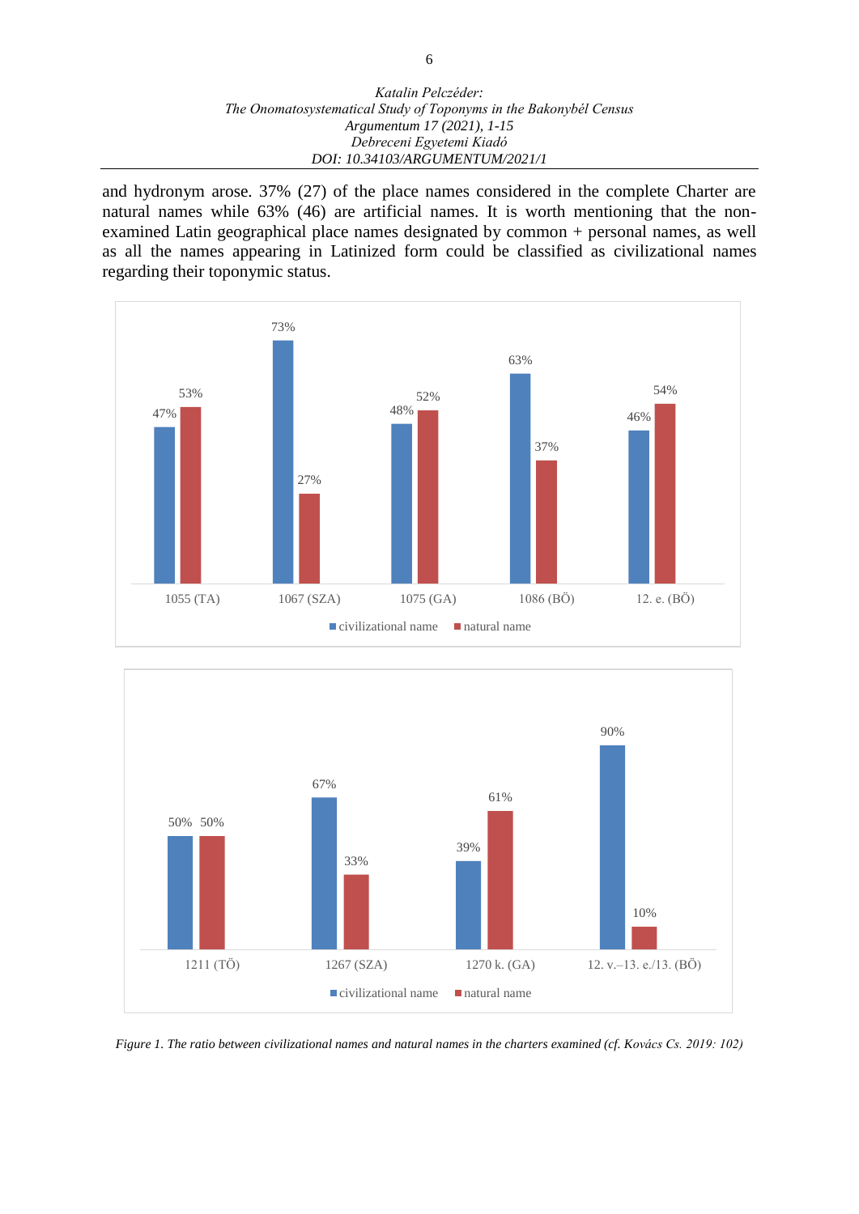and hydronym arose. 37% (27) of the place names considered in the complete Charter are natural names while 63% (46) are artificial names. It is worth mentioning that the non-examined Latin geographical place names designated by common + personal names, as well as all the names appearing in Latinized form could be classified as civilizational names regarding their toponymic status.

| | 1055 (TA) | 1067 (SZA) | 1075 (GA) | 1086 (BÖ) | 12. e. (BÖ) |
|---|---|---|---|---|---|
| civilizational name | 47% | 73% | 48% | 63% | 46% |
| natural name | 53% | 27% | 52% | 37% | 54% |

| | 1211 (TÖ) | 1267 (SZA) | 1270 k. (GA) | 12. v.–13. e./13. (BÖ) |
|---|---|---|---|---|
| civilizational name | 50% | 67% | 39% | 90% |
| natural name | 50% | 33% | 61% | 10% |

*Figure 1. The ratio between civilizational names and natural names in the charters examined (cf. Kovács Cs. 2019: 102)*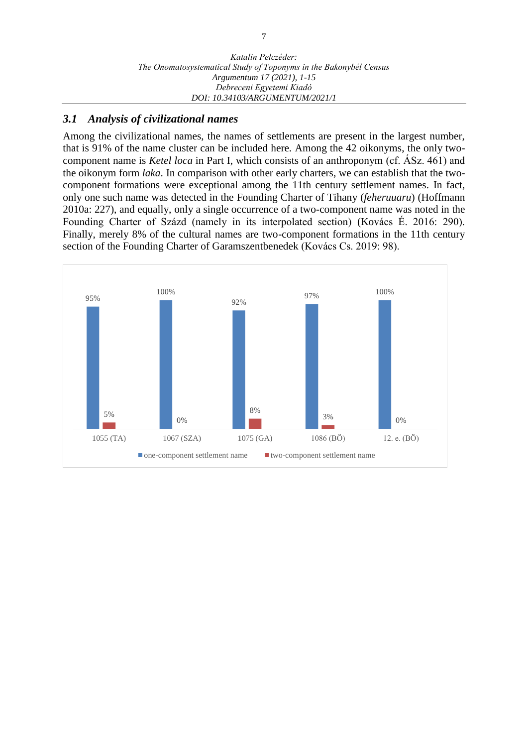### 3.1 *Analysis of civilizational names*

Among the civilizational names, the names of settlements are present in the largest number, that is 91% of the name cluster can be included here. Among the 42 oikonyms, the only two-component name is *Ketel loca* in Part I, which consists of an anthroponym (cf. ÁSz. 461) and the oikonym form *laka*. In comparison with other early charters, we can establish that the two-component formations were exceptional among the 11th century settlement names. In fact, only one such name was detected in the Founding Charter of Tihany (*feheruuaru*) (Hoffmann 2010a: 227), and equally, only a single occurrence of a two-component name was noted in the Founding Charter of Százd (namely in its interpolated section) (Kovács É. 2016: 290). Finally, merely 8% of the cultural names are two-component formations in the 11th century section of the Founding Charter of Garamszentbenedek (Kovács Cs. 2019: 98).

| | 1055 (TA) | 1067 (SZA) | 1075 (GA) | 1086 (BÖ) | 12. e. (BÖ) |
|---|---|---|---|---|---|
| one-component settlement name | 95% | 100% | 92% | 97% | 100% |
| two-component settlement name | 5% | 0% | 8% | 3% | 0% |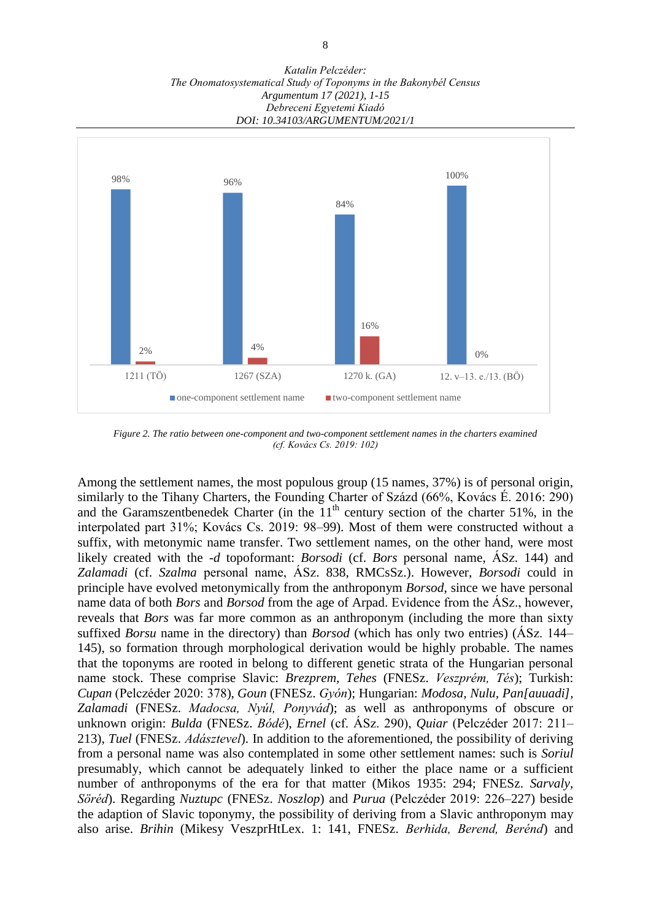| | one-component settlement name | two-component settlement name |
|---|---|---|
| 1211 (TÖ) | 98% | 2% |
| 1267 (SZA) | 96% | 4% |
| 1270 k. (GA) | 84% | 16% |
| 12. v–13. e./13. (BÖ) | 100% | 0% |

*Figure 2. The ratio between one-component and two-component settlement names in the charters examined (cf. Kovács Cs. 2019: 102)*

Among the settlement names, the most populous group (15 names, 37%) is of personal origin, similarly to the Tihany Charters, the Founding Charter of Százd (66%, Kovács É. 2016: 290) and the Garamszentbenedek Charter (in the 11th century section of the charter 51%, in the interpolated part 31%; Kovács Cs. 2019: 98–99). Most of them were constructed without a suffix, with metonymic name transfer. Two settlement names, on the other hand, were most likely created with the *-d* topoformant: *Borsodi* (cf. *Bors* personal name, ÁSz. 144) and *Zalamadi* (cf. *Szalma* personal name, ÁSz. 838, RMCsSz.). However, *Borsodi* could in principle have evolved metonymically from the anthroponym *Borsod*, since we have personal name data of both *Bors* and *Borsod* from the age of Arpad. Evidence from the ÁSz., however, reveals that *Bors* was far more common as an anthroponym (including the more than sixty suffixed *Borsu* name in the directory) than *Borsod* (which has only two entries) (ÁSz. 144–145), so formation through morphological derivation would be highly probable. The names that the toponyms are rooted in belong to different genetic strata of the Hungarian personal name stock. These comprise Slavic: *Brezprem*, *Tehes* (FNESz. *Veszprém, Tés*); Turkish: *Cupan* (Pelczéder 2020: 378), *Goun* (FNESz. *Gyón*); Hungarian: *Modosa*, *Nulu*, *Pan[auuadi]*, *Zalamadi* (FNESz. *Madocsa, Nyúl, Ponyvád*); as well as anthroponyms of obscure or unknown origin: *Bulda* (FNESz. *Bódé*), *Ernel* (cf. ÁSz. 290), *Quiar* (Pelczéder 2017: 211–213), *Tuel* (FNESz. *Adásztevel*). In addition to the aforementioned, the possibility of deriving from a personal name was also contemplated in some other settlement names: such is *Soriul* presumably, which cannot be adequately linked to either the place name or a sufficient number of anthroponyms of the era for that matter (Mikos 1935: 294; FNESz. *Sarvaly, Söréd*). Regarding *Nuztupc* (FNESz. *Noszlop*) and *Purua* (Pelczéder 2019: 226–227) beside the adaption of Slavic toponymy, the possibility of deriving from a Slavic anthroponym may also arise. *Brihin* (Mikesy VeszprHtLex. 1: 141, FNESz. *Berhida, Berend, Berénd*) and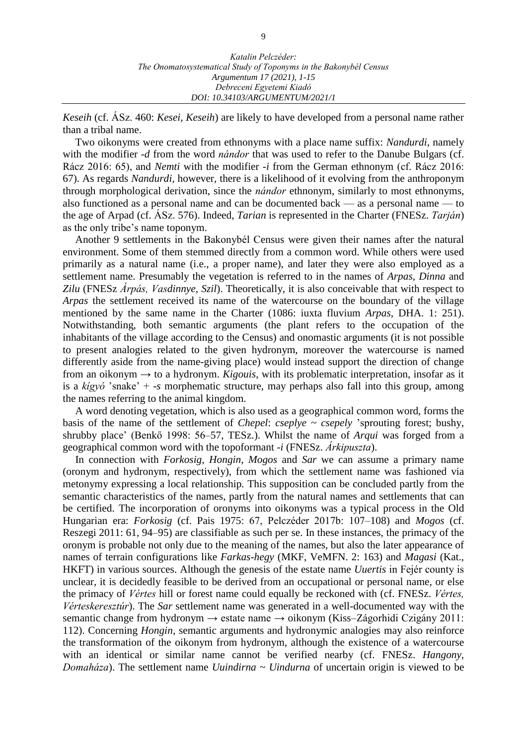*Keseih* (cf. ÁSz. 460: *Kesei, Keseih*) are likely to have developed from a personal name rather than a tribal name.

Two oikonyms were created from ethnonyms with a place name suffix: *Nandurdi*, namely with the modifier *-d* from the word *nándor* that was used to refer to the Danube Bulgars (cf. Rácz 2016: 65), and *Nemti* with the modifier *-i* from the German ethnonym (cf. Rácz 2016: 67). As regards *Nandurdi*, however, there is a likelihood of it evolving from the anthroponym through morphological derivation, since the *nándor* ethnonym, similarly to most ethnonyms, also functioned as a personal name and can be documented back — as a personal name — to the age of Arpad (cf. ÁSz. 576). Indeed, *Tarian* is represented in the Charter (FNESz. *Tarján*) as the only tribe's name toponym.

Another 9 settlements in the Bakonybél Census were given their names after the natural environment. Some of them stemmed directly from a common word. While others were used primarily as a natural name (i.e., a proper name), and later they were also employed as a settlement name. Presumably the vegetation is referred to in the names of *Arpas*, *Dinna* and *Zilu* (FNESz *Árpás, Vasdinnye*, *Szil*). Theoretically, it is also conceivable that with respect to *Arpas* the settlement received its name of the watercourse on the boundary of the village mentioned by the same name in the Charter (1086: iuxta fluvium *Arpas*, DHA. 1: 251). Notwithstanding, both semantic arguments (the plant refers to the occupation of the inhabitants of the village according to the Census) and onomastic arguments (it is not possible to present analogies related to the given hydronym, moreover the watercourse is named differently aside from the name-giving place) would instead support the direction of change from an oikonym → to a hydronym. *Kigouis*, with its problematic interpretation, insofar as it is a *kígyó* 'snake' + *-s* morphematic structure, may perhaps also fall into this group, among the names referring to the animal kingdom.

A word denoting vegetation, which is also used as a geographical common word, forms the basis of the name of the settlement of *Chepel*: *cseplye* ~ *csepely* 'sprouting forest; bushy, shrubby place' (Benkő 1998: 56–57, TESz.). Whilst the name of *Arqui* was forged from a geographical common word with the topoformant *-i* (FNESz. *Árkipuszta*).

In connection with *Forkosig, Hongin, Mogos* and *Sar* we can assume a primary name (oronym and hydronym, respectively), from which the settlement name was fashioned via metonymy expressing a local relationship. This supposition can be concluded partly from the semantic characteristics of the names, partly from the natural names and settlements that can be certified. The incorporation of oronyms into oikonyms was a typical process in the Old Hungarian era: *Forkosig* (cf. Pais 1975: 67, Pelczéder 2017b: 107–108) and *Mogos* (cf. Reszegi 2011: 61, 94–95) are classifiable as such per se. In these instances, the primacy of the oronym is probable not only due to the meaning of the names, but also the later appearance of names of terrain configurations like *Farkas-hegy* (MKF, VeMFN. 2: 163) and *Magasi* (Kat., HKFT) in various sources. Although the genesis of the estate name *Uuertis* in Fejér county is unclear, it is decidedly feasible to be derived from an occupational or personal name, or else the primacy of *Vértes* hill or forest name could equally be reckoned with (cf. FNESz. *Vértes, Vérteskeresztúr*). The *Sar* settlement name was generated in a well-documented way with the semantic change from hydronym → estate name → oikonym (Kiss–Zágorhidi Czigány 2011: 112). Concerning *Hongin*, semantic arguments and hydronymic analogies may also reinforce the transformation of the oikonym from hydronym, although the existence of a watercourse with an identical or similar name cannot be verified nearby (cf. FNESz. *Hangony, Domaháza*). The settlement name *Uuindirna* ~ *Uindurna* of uncertain origin is viewed to be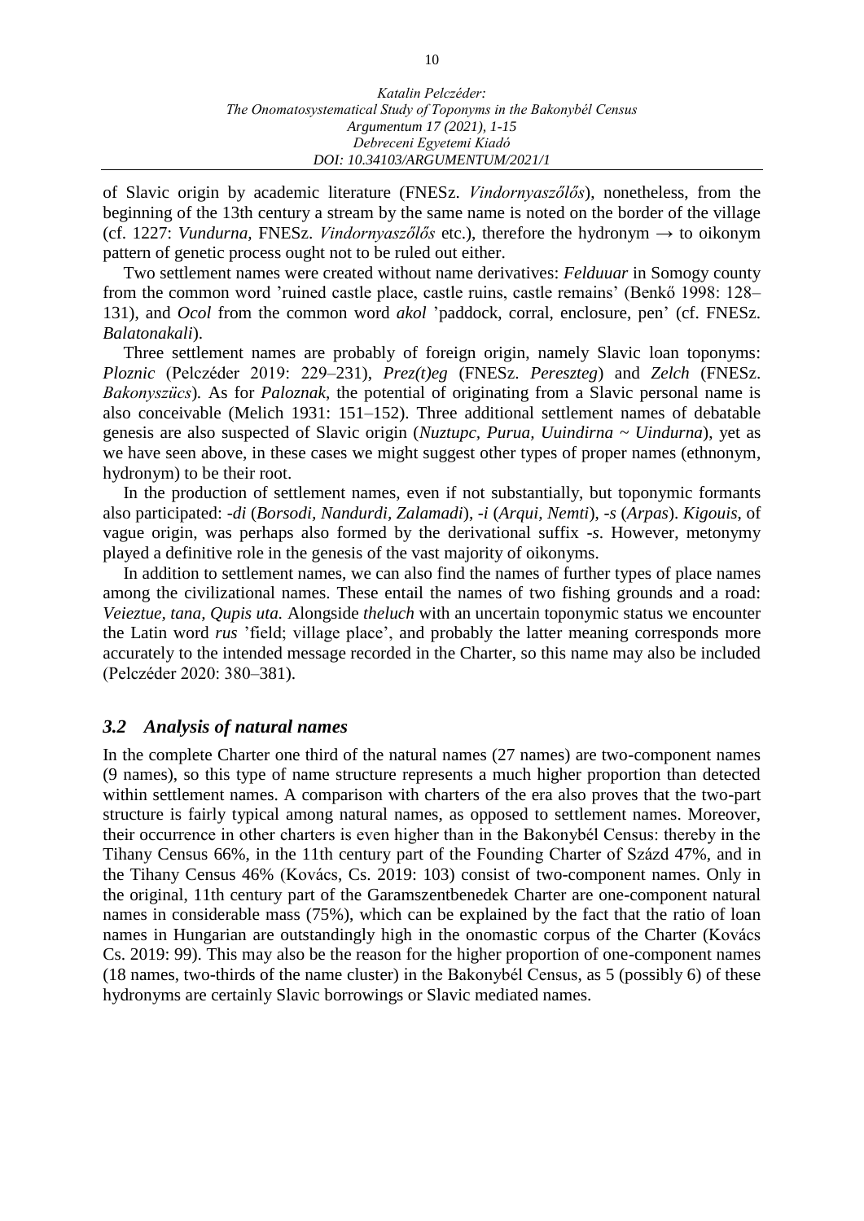of Slavic origin by academic literature (FNESz. *Vindornyaszőlős*), nonetheless, from the beginning of the 13th century a stream by the same name is noted on the border of the village (cf. 1227: *Vundurna*, FNESz. *Vindornyaszőlős* etc.), therefore the hydronym → to oikonym pattern of genetic process ought not to be ruled out either.

Two settlement names were created without name derivatives: *Felduuar* in Somogy county from the common word 'ruined castle place, castle ruins, castle remains' (Benkő 1998: 128–131), and *Ocol* from the common word *akol* 'paddock, corral, enclosure, pen' (cf. FNESz. *Balatonakali*).

Three settlement names are probably of foreign origin, namely Slavic loan toponyms: *Ploznic* (Pelczéder 2019: 229–231), *Prez(t)eg* (FNESz. *Pereszteg*) and *Zelch* (FNESz. *Bakonyszücs*). As for *Paloznak*, the potential of originating from a Slavic personal name is also conceivable (Melich 1931: 151–152). Three additional settlement names of debatable genesis are also suspected of Slavic origin (*Nuztupc, Purua, Uuindirna ~ Uindurna*), yet as we have seen above, in these cases we might suggest other types of proper names (ethnonym, hydronym) to be their root.

In the production of settlement names, even if not substantially, but toponymic formants also participated: *-di* (*Borsodi, Nandurdi, Zalamadi*), *-i* (*Arqui, Nemti*), *-s* (*Arpas*). *Kigouis*, of vague origin, was perhaps also formed by the derivational suffix *-s*. However, metonymy played a definitive role in the genesis of the vast majority of oikonyms.

In addition to settlement names, we can also find the names of further types of place names among the civilizational names. These entail the names of two fishing grounds and a road: *Veieztue, tana, Qupis uta.* Alongside *theluch* with an uncertain toponymic status we encounter the Latin word *rus* 'field; village place', and probably the latter meaning corresponds more accurately to the intended message recorded in the Charter, so this name may also be included (Pelczéder 2020: 380–381).

### *3.2 Analysis of natural names*

In the complete Charter one third of the natural names (27 names) are two-component names (9 names), so this type of name structure represents a much higher proportion than detected within settlement names. A comparison with charters of the era also proves that the two-part structure is fairly typical among natural names, as opposed to settlement names. Moreover, their occurrence in other charters is even higher than in the Bakonybél Census: thereby in the Tihany Census 66%, in the 11th century part of the Founding Charter of Százd 47%, and in the Tihany Census 46% (Kovács, Cs. 2019: 103) consist of two-component names. Only in the original, 11th century part of the Garamszentbenedek Charter are one-component natural names in considerable mass (75%), which can be explained by the fact that the ratio of loan names in Hungarian are outstandingly high in the onomastic corpus of the Charter (Kovács Cs. 2019: 99). This may also be the reason for the higher proportion of one-component names (18 names, two-thirds of the name cluster) in the Bakonybél Census, as 5 (possibly 6) of these hydronyms are certainly Slavic borrowings or Slavic mediated names.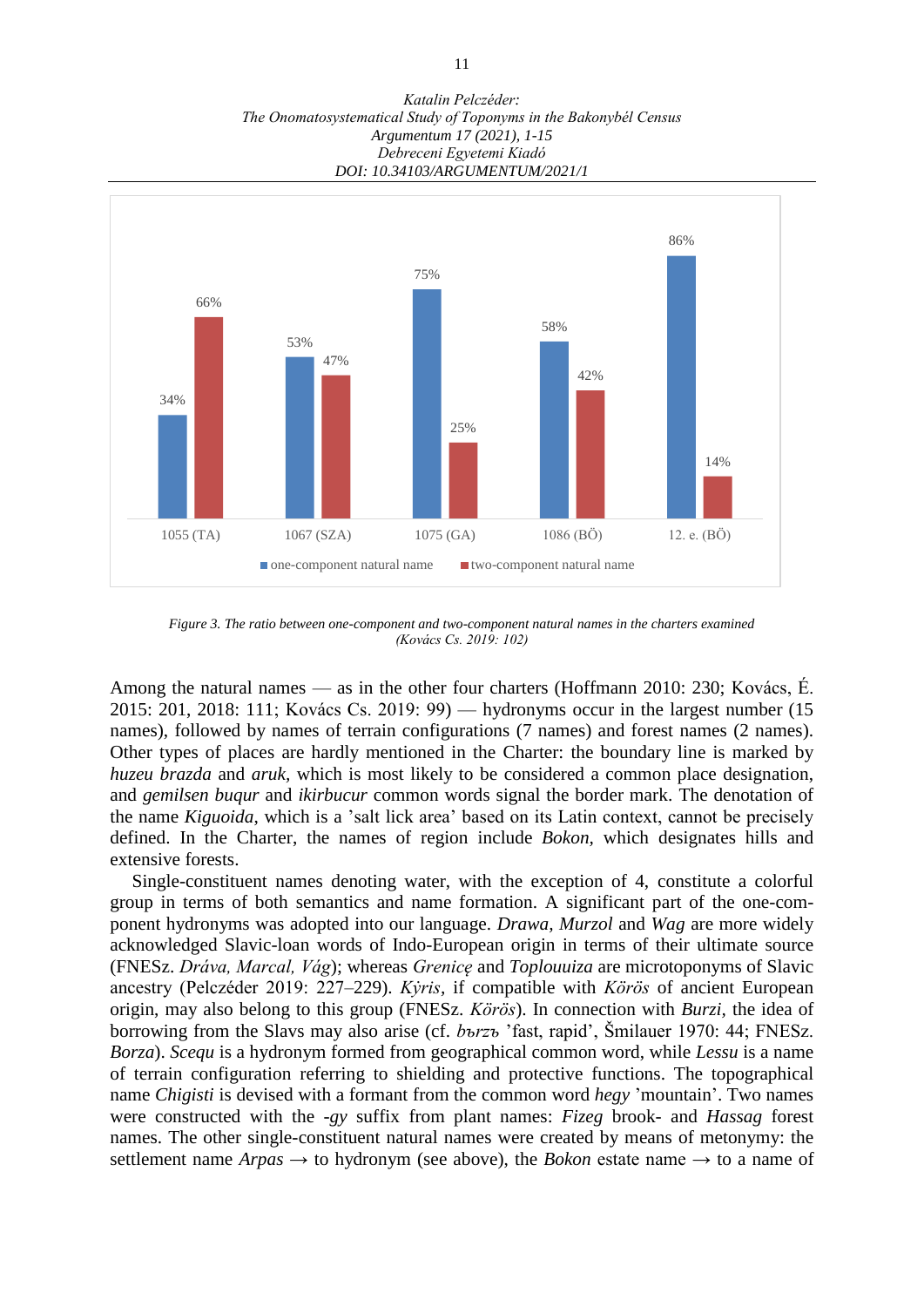Figure 3. The ratio between one-component and two-component natural names in the charters examined (Kovács Cs. 2019: 102)

Among the natural names — as in the other four charters (Hoffmann 2010: 230; Kovács, É. 2015: 201, 2018: 111; Kovács Cs. 2019: 99) — hydronyms occur in the largest number (15 names), followed by names of terrain configurations (7 names) and forest names (2 names). Other types of places are hardly mentioned in the Charter: the boundary line is marked by *huzeu brazda* and *aruk*, which is most likely to be considered a common place designation, and *gemilsen buqur* and *ikirbucur* common words signal the border mark. The denotation of the name *Kiguoida*, which is a 'salt lick area' based on its Latin context, cannot be precisely defined. In the Charter, the names of region include *Bokon*, which designates hills and extensive forests.

Single-constituent names denoting water, with the exception of 4, constitute a colorful group in terms of both semantics and name formation. A significant part of the one-component hydronyms was adopted into our language. *Drawa, Murzol* and *Wag* are more widely acknowledged Slavic-loan words of Indo-European origin in terms of their ultimate source (FNESz. *Dráva, Marcal, Vág*); whereas *Grenicę* and *Toplouuiza* are microtoponyms of Slavic ancestry (Pelczéder 2019: 227–229). *Kÿris*, if compatible with *Körös* of ancient European origin, may also belong to this group (FNESz. *Körös*). In connection with *Burzi*, the idea of borrowing from the Slavs may also arise (cf. *bъrzъ* 'fast, rapid', Šmilauer 1970: 44; FNESz. *Borza*). *Scequ* is a hydronym formed from geographical common word, while *Lessu* is a name of terrain configuration referring to shielding and protective functions. The topographical name *Chigisti* is devised with a formant from the common word *hegy* 'mountain'. Two names were constructed with the *-gy* suffix from plant names: *Fizeg* brook- and *Hassag* forest names. The other single-constituent natural names were created by means of metonymy: the settlement name *Arpas* → to hydronym (see above), the *Bokon* estate name → to a name of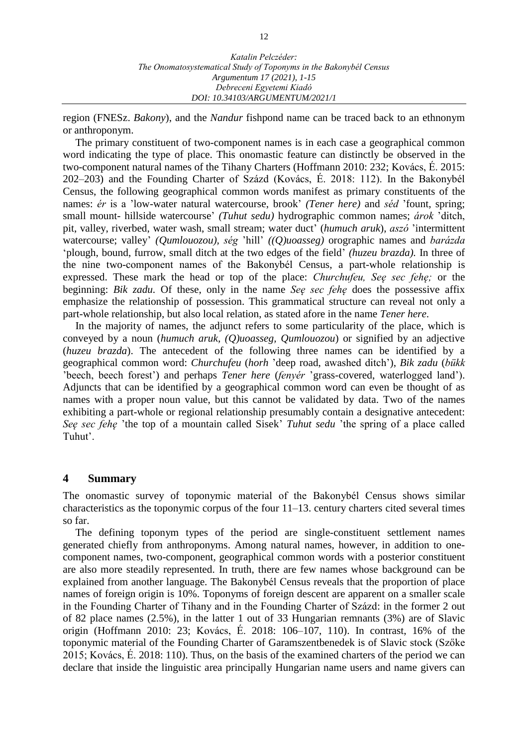region (FNESz. *Bakony*), and the *Nandur* fishpond name can be traced back to an ethnonym or anthroponym.

The primary constituent of two-component names is in each case a geographical common word indicating the type of place. This onomastic feature can distinctly be observed in the two-component natural names of the Tihany Charters (Hoffmann 2010: 232; Kovács, É. 2015: 202–203) and the Founding Charter of Százd (Kovács, É. 2018: 112). In the Bakonybél Census, the following geographical common words manifest as primary constituents of the names: *ér* is a 'low-water natural watercourse, brook' *(Tener here)* and *séd* 'fount, spring; small mount- hillside watercourse' *(Tuhut sedu)* hydrographic common names; *árok* 'ditch, pit, valley, riverbed, water wash, small stream; water duct' (*humuch aruk*), *aszó* 'intermittent watercourse; valley' *(Qumlouozou)*, *ség* 'hill' *((Q)uoasseg)* orographic names and *barázda* 'plough, bound, furrow, small ditch at the two edges of the field' *(huzeu brazda)*. In three of the nine two-component names of the Bakonybél Census, a part-whole relationship is expressed. These mark the head or top of the place: *Churchufeu, Seę sec fehę;* or the beginning: *Bik zadu*. Of these, only in the name *Seę sec fehę* does the possessive affix emphasize the relationship of possession. This grammatical structure can reveal not only a part-whole relationship, but also local relation, as stated afore in the name *Tener here*.

In the majority of names, the adjunct refers to some particularity of the place, which is conveyed by a noun (*humuch aruk, (Q)uoasseg, Qumlouozou*) or signified by an adjective (*huzeu brazda*). The antecedent of the following three names can be identified by a geographical common word: *Churchufeu* (*horh* 'deep road, awashed ditch'), *Bik zadu* (*bükk* 'beech, beech forest') and perhaps *Tener here* (*fenyér* 'grass-covered, waterlogged land'). Adjuncts that can be identified by a geographical common word can even be thought of as names with a proper noun value, but this cannot be validated by data. Two of the names exhibiting a part-whole or regional relationship presumably contain a designative antecedent: *Seę sec fehę* 'the top of a mountain called Sisek' *Tuhut sedu* 'the spring of a place called Tuhut'.

## 4 Summary

The onomastic survey of toponymic material of the Bakonybél Census shows similar characteristics as the toponymic corpus of the four 11–13. century charters cited several times so far.

The defining toponym types of the period are single-constituent settlement names generated chiefly from anthroponyms. Among natural names, however, in addition to one-component names, two-component, geographical common words with a posterior constituent are also more steadily represented. In truth, there are few names whose background can be explained from another language. The Bakonybél Census reveals that the proportion of place names of foreign origin is 10%. Toponyms of foreign descent are apparent on a smaller scale in the Founding Charter of Tihany and in the Founding Charter of Százd: in the former 2 out of 82 place names (2.5%), in the latter 1 out of 33 Hungarian remnants (3%) are of Slavic origin (Hoffmann 2010: 23; Kovács, É. 2018: 106–107, 110). In contrast, 16% of the toponymic material of the Founding Charter of Garamszentbenedek is of Slavic stock (Szőke 2015; Kovács, É. 2018: 110). Thus, on the basis of the examined charters of the period we can declare that inside the linguistic area principally Hungarian name users and name givers can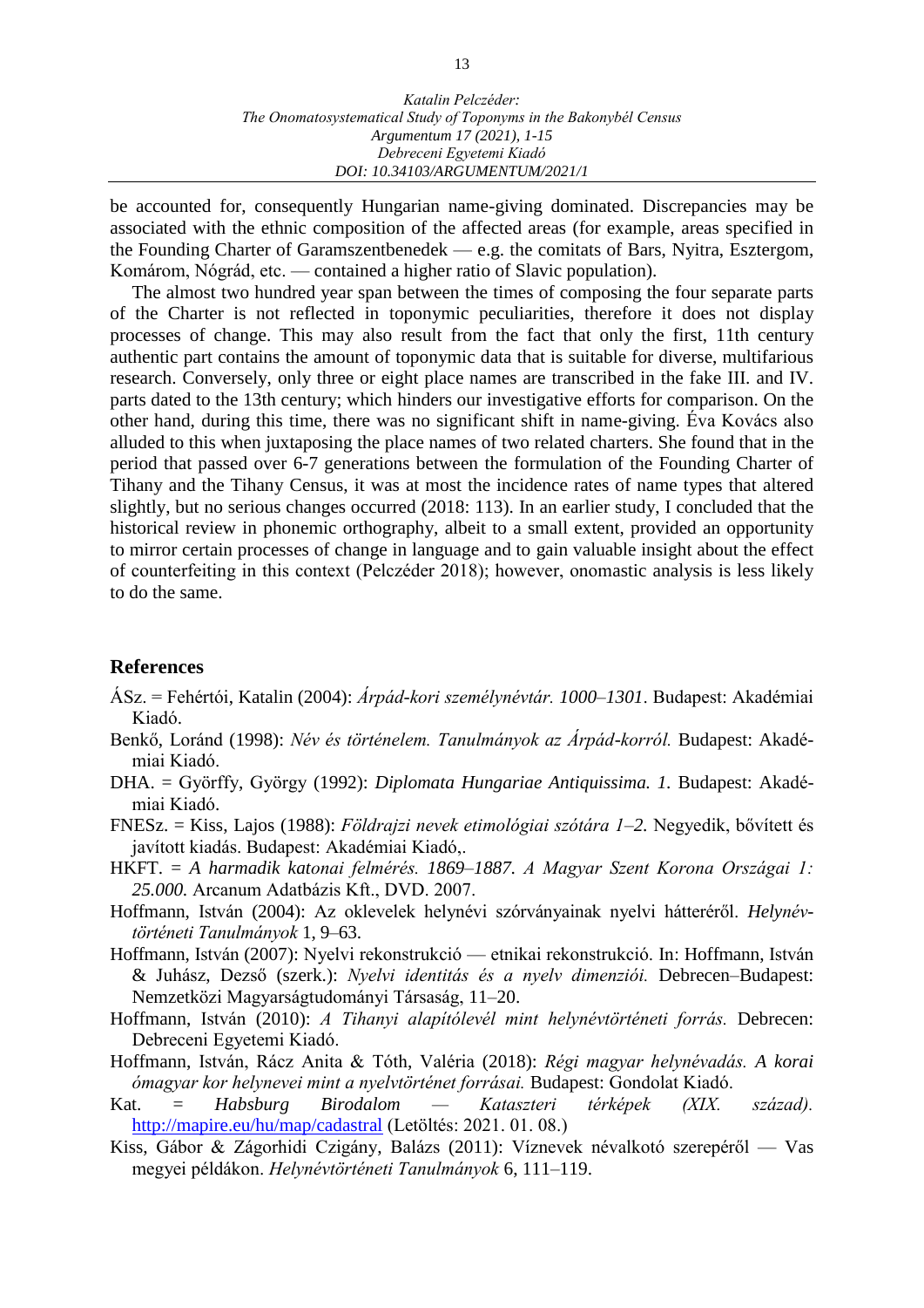be accounted for, consequently Hungarian name-giving dominated. Discrepancies may be associated with the ethnic composition of the affected areas (for example, areas specified in the Founding Charter of Garamszentbenedek — e.g. the comitats of Bars, Nyitra, Esztergom, Komárom, Nógrád, etc. — contained a higher ratio of Slavic population).

The almost two hundred year span between the times of composing the four separate parts of the Charter is not reflected in toponymic peculiarities, therefore it does not display processes of change. This may also result from the fact that only the first, 11th century authentic part contains the amount of toponymic data that is suitable for diverse, multifarious research. Conversely, only three or eight place names are transcribed in the fake III. and IV. parts dated to the 13th century; which hinders our investigative efforts for comparison. On the other hand, during this time, there was no significant shift in name-giving. Éva Kovács also alluded to this when juxtaposing the place names of two related charters. She found that in the period that passed over 6-7 generations between the formulation of the Founding Charter of Tihany and the Tihany Census, it was at most the incidence rates of name types that altered slightly, but no serious changes occurred (2018: 113). In an earlier study, I concluded that the historical review in phonemic orthography, albeit to a small extent, provided an opportunity to mirror certain processes of change in language and to gain valuable insight about the effect of counterfeiting in this context (Pelczéder 2018); however, onomastic analysis is less likely to do the same.

## References

ÁSz. = Fehértói, Katalin (2004): *Árpád-kori személynévtár. 1000–1301*. Budapest: Akadémiai Kiadó.

Benkő, Loránd (1998): *Név és történelem. Tanulmányok az Árpád-korról.* Budapest: Akadémiai Kiadó.

DHA. = Györffy, György (1992): *Diplomata Hungariae Antiquissima. 1.* Budapest: Akadémiai Kiadó.

FNESz. = Kiss, Lajos (1988): *Földrajzi nevek etimológiai szótára 1–2.* Negyedik, bővített és javított kiadás. Budapest: Akadémiai Kiadó,.

HKFT. = *A harmadik katonai felmérés. 1869–1887. A Magyar Szent Korona Országai 1: 25.000.* Arcanum Adatbázis Kft., DVD. 2007.

Hoffmann, István (2004): Az oklevelek helynévi szórványainak nyelvi hátteréről. *Helynévtörténeti Tanulmányok* 1, 9–63.

Hoffmann, István (2007): Nyelvi rekonstrukció — etnikai rekonstrukció. In: Hoffmann, István & Juhász, Dezső (szerk.): *Nyelvi identitás és a nyelv dimenziói.* Debrecen–Budapest: Nemzetközi Magyarságtudományi Társaság, 11–20.

Hoffmann, István (2010): *A Tihanyi alapítólevél mint helynévtörténeti forrás.* Debrecen: Debreceni Egyetemi Kiadó.

Hoffmann, István, Rácz Anita & Tóth, Valéria (2018): *Régi magyar helynévadás. A korai ómagyar kor helynevei mint a nyelvtörténet forrásai.* Budapest: Gondolat Kiadó.

Kat. = *Habsburg Birodalom — Kataszteri térképek (XIX. század).* http://mapire.eu/hu/map/cadastral (Letöltés: 2021. 01. 08.)

Kiss, Gábor & Zágorhidi Czigány, Balázs (2011): Víznevek névalkotó szerepéről — Vas megyei példákon. *Helynévtörténeti Tanulmányok* 6, 111–119.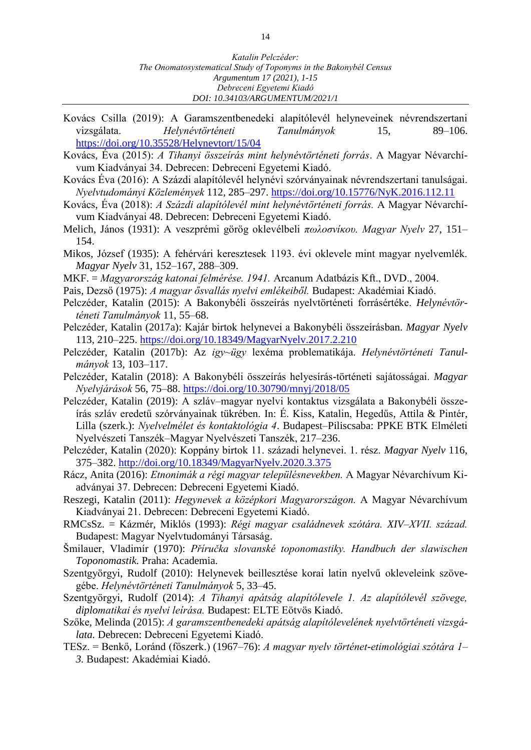Kovács Csilla (2019): A Garamszentbenedeki alapítólevél helyneveinek névrendszertani vizsgálata. *Helynévtörténeti Tanulmányok* 15, 89–106. https://doi.org/10.35528/Helynevtort/15/04

Kovács, Éva (2015): *A Tihanyi összeírás mint helynévtörténeti forrás*. A Magyar Névarchívum Kiadványai 34. Debrecen: Debreceni Egyetemi Kiadó.

Kovács Éva (2016): A Százdi alapítólevél helynévi szórványainak névrendszertani tanulságai. *Nyelvtudományi Közlemények* 112, 285–297. https://doi.org/10.15776/NyK.2016.112.11

Kovács, Éva (2018): *A Százdi alapítólevél mint helynévtörténeti forrás.* A Magyar Névarchívum Kiadványai 48. Debrecen: Debreceni Egyetemi Kiadó.

Melich, János (1931): A veszprémi görög oklevélbeli *πωλοσνίκου. Magyar Nyelv* 27, 151–154.

Mikos, József (1935): A fehérvári keresztesek 1193. évi oklevele mint magyar nyelvemlék. *Magyar Nyelv* 31, 152–167, 288–309.

MKF. = *Magyarország katonai felmérése. 1941.* Arcanum Adatbázis Kft., DVD., 2004.

Pais, Dezső (1975): *A magyar ősvallás nyelvi emlékeiből.* Budapest: Akadémiai Kiadó.

Pelczéder, Katalin (2015): A Bakonybéli összeírás nyelvtörténeti forrásértéke. *Helynévtörténeti Tanulmányok* 11, 55–68.

Pelczéder, Katalin (2017a): Kajár birtok helynevei a Bakonybéli összeírásban. *Magyar Nyelv* 113, 210–225. https://doi.org/10.18349/MagyarNyelv.2017.2.210

Pelczéder, Katalin (2017b): Az *igy~ügy* lexéma problematikája. *Helynévtörténeti Tanulmányok* 13, 103–117.

Pelczéder, Katalin (2018): A Bakonybéli összeírás helyesírás-történeti sajátosságai. *Magyar Nyelvjárások* 56, 75–88. https://doi.org/10.30790/mnyj/2018/05

Pelczéder, Katalin (2019): A szláv–magyar nyelvi kontaktus vizsgálata a Bakonybéli összeírás szláv eredetű szórványainak tükrében. In: É. Kiss, Katalin, Hegedűs, Attila & Pintér, Lilla (szerk.): *Nyelvelmélet és kontaktológia 4*. Budapest–Piliscsaba: PPKE BTK Elméleti Nyelvészeti Tanszék–Magyar Nyelvészeti Tanszék, 217–236.

Pelczéder, Katalin (2020): Koppány birtok 11. századi helynevei. 1. rész. *Magyar Nyelv* 116, 375–382. http://doi.org/10.18349/MagyarNyelv.2020.3.375

Rácz, Anita (2016): *Etnonimák a régi magyar településnevekben.* A Magyar Névarchívum Kiadványai 37. Debrecen: Debreceni Egyetemi Kiadó.

Reszegi, Katalin (2011): *Hegynevek a középkori Magyarországon.* A Magyar Névarchívum Kiadványai 21. Debrecen: Debreceni Egyetemi Kiadó.

RMCsSz. = Kázmér, Miklós (1993): *Régi magyar családnevek szótára. XIV–XVII. század.* Budapest: Magyar Nyelvtudományi Társaság.

Šmilauer, Vladimír (1970): *Příručka slovanské toponomastiky. Handbuch der slawischen Toponomastik.* Praha: Academia.

Szentgyörgyi, Rudolf (2010): Helynevek beillesztése korai latin nyelvű okleveleink szövegébe. *Helynévtörténeti Tanulmányok* 5, 33–45.

Szentgyörgyi, Rudolf (2014): *A Tihanyi apátság alapítólevele 1. Az alapítólevél szövege, diplomatikai és nyelvi leírása.* Budapest: ELTE Eötvös Kiadó.

Szőke, Melinda (2015): *A garamszentbenedeki apátság alapítólevelének nyelvtörténeti vizsgálata.* Debrecen: Debreceni Egyetemi Kiadó.

TESz. = Benkő, Loránd (főszerk.) (1967–76): *A magyar nyelv történet-etimológiai szótára 1–3.* Budapest: Akadémiai Kiadó.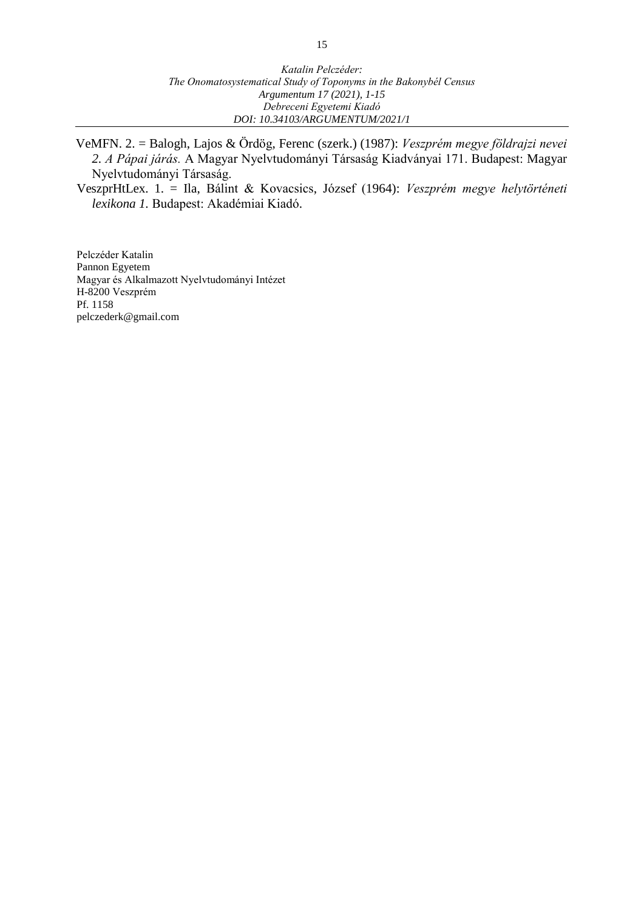VeMFN. 2. = Balogh, Lajos & Ördög, Ferenc (szerk.) (1987): *Veszprém megye földrajzi nevei 2. A Pápai járás.* A Magyar Nyelvtudományi Társaság Kiadványai 171. Budapest: Magyar Nyelvtudományi Társaság.

VeszprHtLex. 1. = Ila, Bálint & Kovacsics, József (1964): *Veszprém megye helytörténeti lexikona 1.* Budapest: Akadémiai Kiadó.

Pelczéder Katalin
Pannon Egyetem
Magyar és Alkalmazott Nyelvtudományi Intézet
H-8200 Veszprém
Pf. 1158
pelczederk@gmail.com